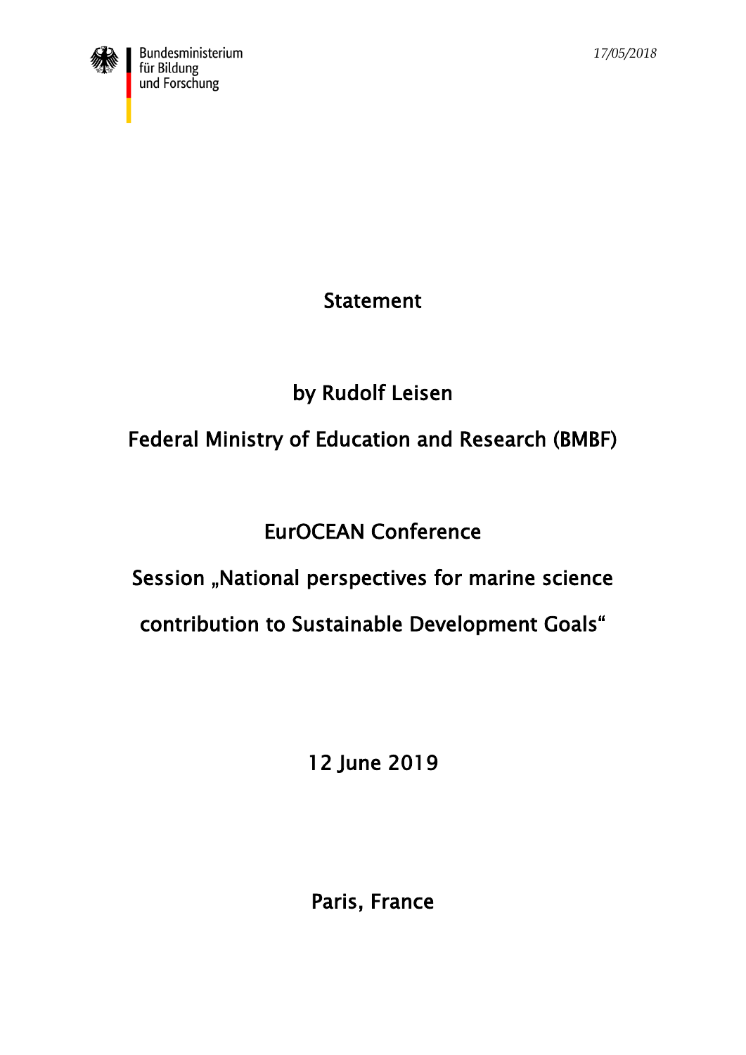Bundesministerium für Bildung und Forschung

*17/05/2018*

# Statement

## by Rudolf Leisen

## Federal Ministry of Education and Research (BMBF)

## EurOCEAN Conference

## Session „National perspectives for marine science contribution to Sustainable Development Goals“

12 June 2019

Paris, France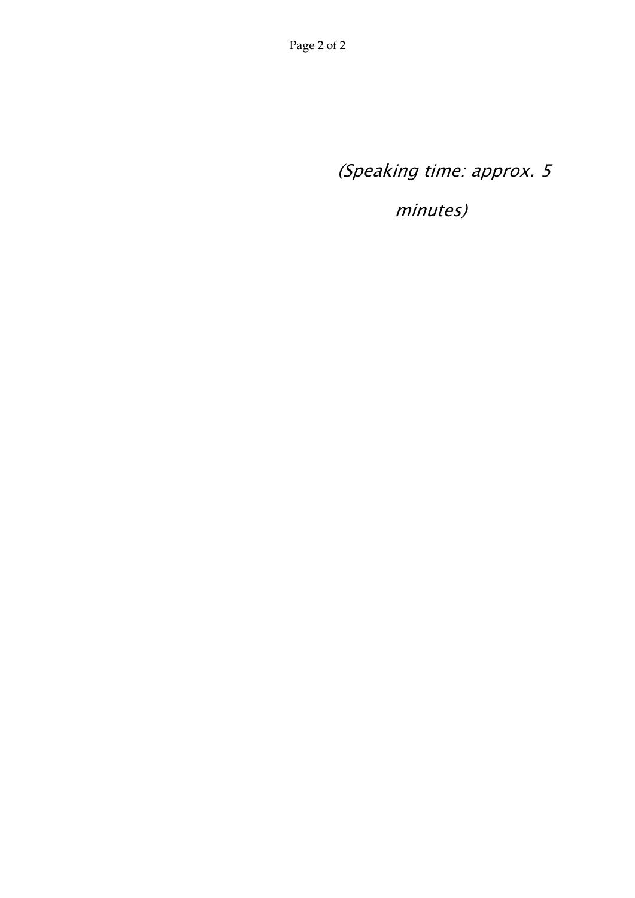*(Speaking time: approx. 5 minutes)*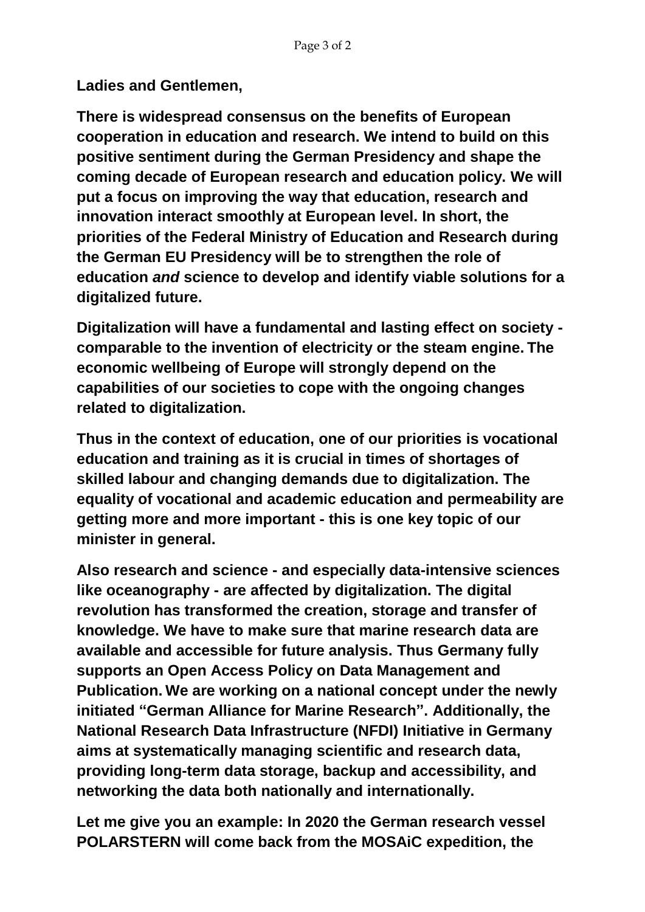**Ladies and Gentlemen,**

**There is widespread consensus on the benefits of European cooperation in education and research. We intend to build on this positive sentiment during the German Presidency and shape the coming decade of European research and education policy. We will put a focus on improving the way that education, research and innovation interact smoothly at European level. In short, the priorities of the Federal Ministry of Education and Research during the German EU Presidency will be to strengthen the role of education *and* science to develop and identify viable solutions for a digitalized future.**

**Digitalization will have a fundamental and lasting effect on society - comparable to the invention of electricity or the steam engine. The economic wellbeing of Europe will strongly depend on the capabilities of our societies to cope with the ongoing changes related to digitalization.**

**Thus in the context of education, one of our priorities is vocational education and training as it is crucial in times of shortages of skilled labour and changing demands due to digitalization. The equality of vocational and academic education and permeability are getting more and more important - this is one key topic of our minister in general.**

**Also research and science - and especially data-intensive sciences like oceanography - are affected by digitalization. The digital revolution has transformed the creation, storage and transfer of knowledge. We have to make sure that marine research data are available and accessible for future analysis. Thus Germany fully supports an Open Access Policy on Data Management and Publication. We are working on a national concept under the newly initiated "German Alliance for Marine Research". Additionally, the National Research Data Infrastructure (NFDI) Initiative in Germany aims at systematically managing scientific and research data, providing long-term data storage, backup and accessibility, and networking the data both nationally and internationally.**

**Let me give you an example: In 2020 the German research vessel POLARSTERN will come back from the MOSAiC expedition, the**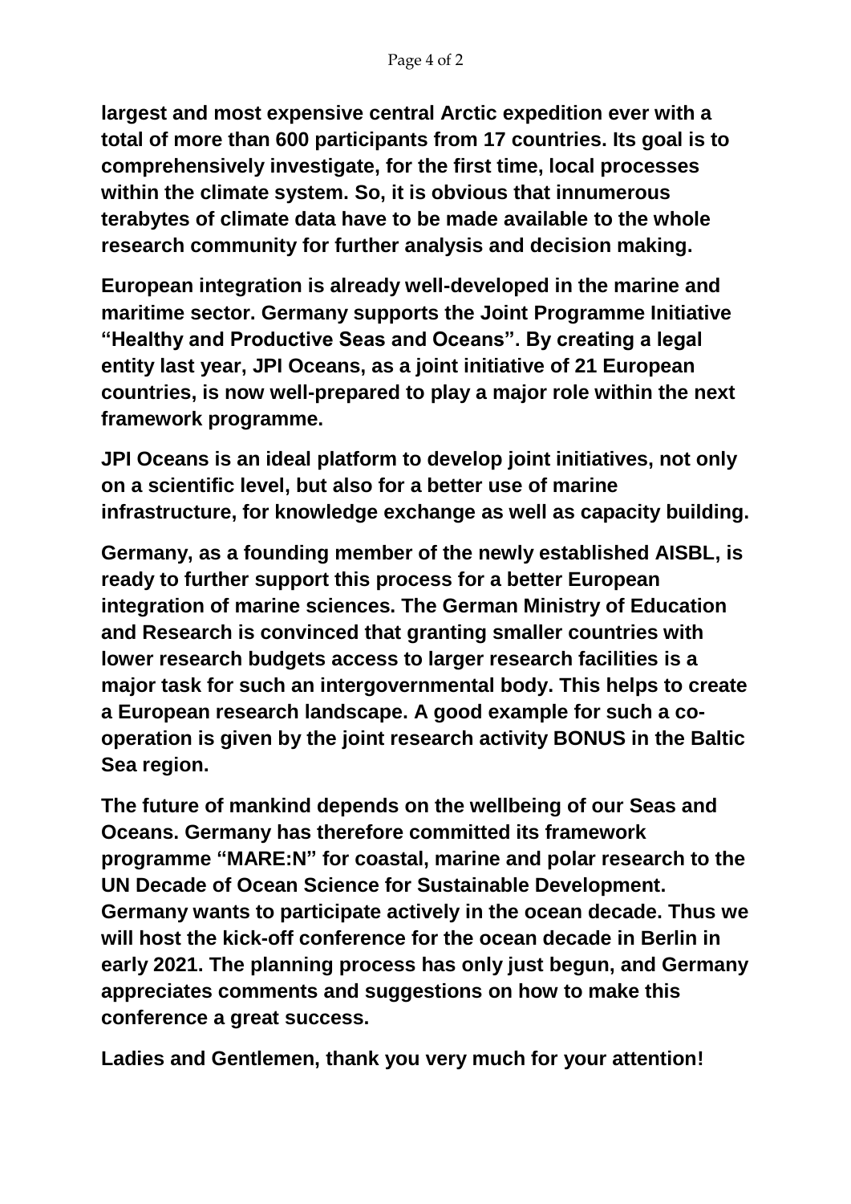**largest and most expensive central Arctic expedition ever with a total of more than 600 participants from 17 countries. Its goal is to comprehensively investigate, for the first time, local processes within the climate system. So, it is obvious that innumerous terabytes of climate data have to be made available to the whole research community for further analysis and decision making.**

**European integration is already well-developed in the marine and maritime sector. Germany supports the Joint Programme Initiative "Healthy and Productive Seas and Oceans". By creating a legal entity last year, JPI Oceans, as a joint initiative of 21 European countries, is now well-prepared to play a major role within the next framework programme.**

**JPI Oceans is an ideal platform to develop joint initiatives, not only on a scientific level, but also for a better use of marine infrastructure, for knowledge exchange as well as capacity building.**

**Germany, as a founding member of the newly established AISBL, is ready to further support this process for a better European integration of marine sciences. The German Ministry of Education and Research is convinced that granting smaller countries with lower research budgets access to larger research facilities is a major task for such an intergovernmental body. This helps to create a European research landscape. A good example for such a co-operation is given by the joint research activity BONUS in the Baltic Sea region.**

**The future of mankind depends on the wellbeing of our Seas and Oceans. Germany has therefore committed its framework programme "MARE:N" for coastal, marine and polar research to the UN Decade of Ocean Science for Sustainable Development. Germany wants to participate actively in the ocean decade. Thus we will host the kick-off conference for the ocean decade in Berlin in early 2021. The planning process has only just begun, and Germany appreciates comments and suggestions on how to make this conference a great success.**

**Ladies and Gentlemen, thank you very much for your attention!**